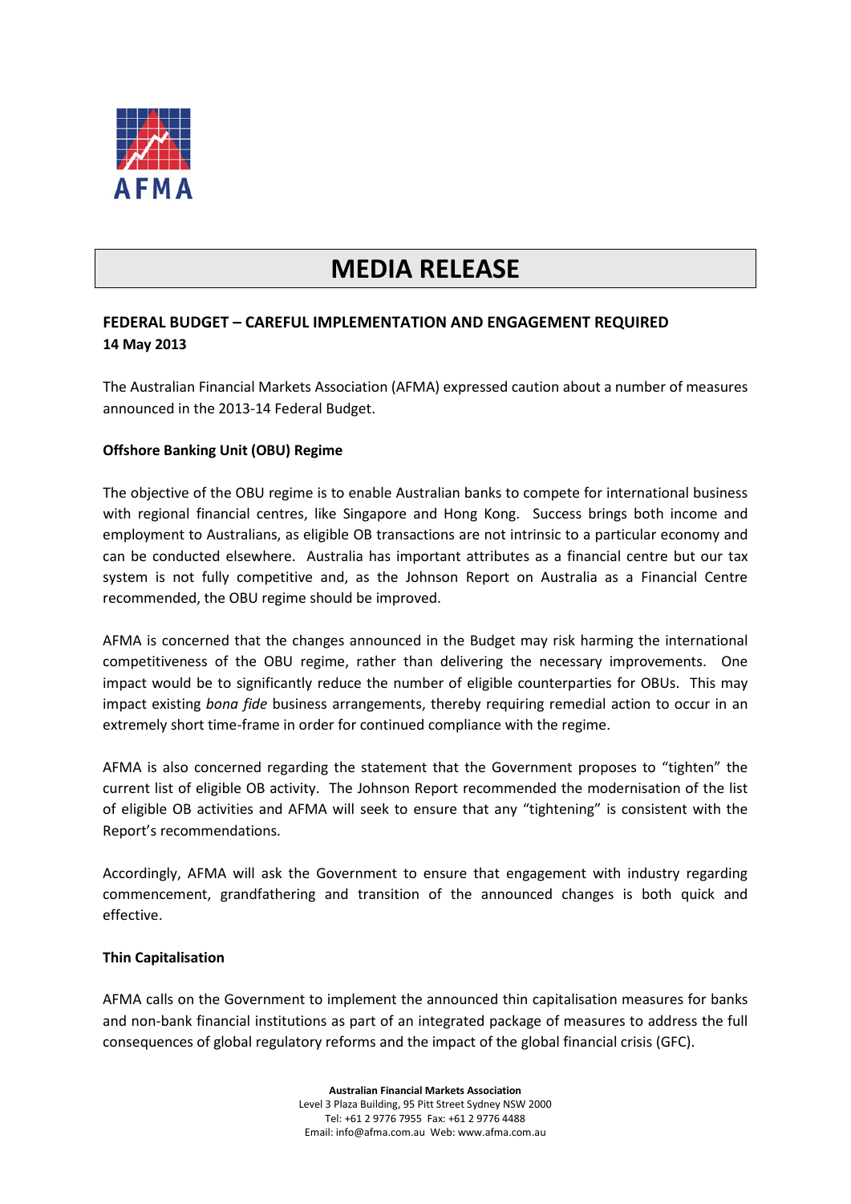AFMA

# MEDIA RELEASE

**FEDERAL BUDGET – CAREFUL IMPLEMENTATION AND ENGAGEMENT REQUIRED**
**14 May 2013**

The Australian Financial Markets Association (AFMA) expressed caution about a number of measures announced in the 2013-14 Federal Budget.

**Offshore Banking Unit (OBU) Regime**

The objective of the OBU regime is to enable Australian banks to compete for international business with regional financial centres, like Singapore and Hong Kong. Success brings both income and employment to Australians, as eligible OB transactions are not intrinsic to a particular economy and can be conducted elsewhere. Australia has important attributes as a financial centre but our tax system is not fully competitive and, as the Johnson Report on Australia as a Financial Centre recommended, the OBU regime should be improved.

AFMA is concerned that the changes announced in the Budget may risk harming the international competitiveness of the OBU regime, rather than delivering the necessary improvements. One impact would be to significantly reduce the number of eligible counterparties for OBUs. This may impact existing *bona fide* business arrangements, thereby requiring remedial action to occur in an extremely short time-frame in order for continued compliance with the regime.

AFMA is also concerned regarding the statement that the Government proposes to "tighten" the current list of eligible OB activity. The Johnson Report recommended the modernisation of the list of eligible OB activities and AFMA will seek to ensure that any "tightening" is consistent with the Report's recommendations.

Accordingly, AFMA will ask the Government to ensure that engagement with industry regarding commencement, grandfathering and transition of the announced changes is both quick and effective.

**Thin Capitalisation**

AFMA calls on the Government to implement the announced thin capitalisation measures for banks and non-bank financial institutions as part of an integrated package of measures to address the full consequences of global regulatory reforms and the impact of the global financial crisis (GFC).

**Australian Financial Markets Association**
Level 3 Plaza Building, 95 Pitt Street Sydney NSW 2000
Tel: +61 2 9776 7955 Fax: +61 2 9776 4488
Email: info@afma.com.au Web: www.afma.com.au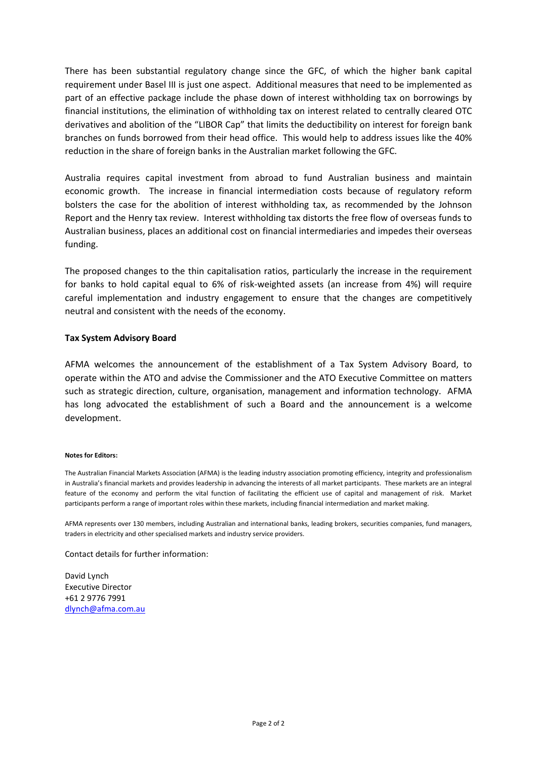There has been substantial regulatory change since the GFC, of which the higher bank capital requirement under Basel III is just one aspect. Additional measures that need to be implemented as part of an effective package include the phase down of interest withholding tax on borrowings by financial institutions, the elimination of withholding tax on interest related to centrally cleared OTC derivatives and abolition of the "LIBOR Cap" that limits the deductibility on interest for foreign bank branches on funds borrowed from their head office. This would help to address issues like the 40% reduction in the share of foreign banks in the Australian market following the GFC.

Australia requires capital investment from abroad to fund Australian business and maintain economic growth. The increase in financial intermediation costs because of regulatory reform bolsters the case for the abolition of interest withholding tax, as recommended by the Johnson Report and the Henry tax review. Interest withholding tax distorts the free flow of overseas funds to Australian business, places an additional cost on financial intermediaries and impedes their overseas funding.

The proposed changes to the thin capitalisation ratios, particularly the increase in the requirement for banks to hold capital equal to 6% of risk-weighted assets (an increase from 4%) will require careful implementation and industry engagement to ensure that the changes are competitively neutral and consistent with the needs of the economy.

**Tax System Advisory Board**

AFMA welcomes the announcement of the establishment of a Tax System Advisory Board, to operate within the ATO and advise the Commissioner and the ATO Executive Committee on matters such as strategic direction, culture, organisation, management and information technology. AFMA has long advocated the establishment of such a Board and the announcement is a welcome development.

**Notes for Editors:**

The Australian Financial Markets Association (AFMA) is the leading industry association promoting efficiency, integrity and professionalism in Australia's financial markets and provides leadership in advancing the interests of all market participants. These markets are an integral feature of the economy and perform the vital function of facilitating the efficient use of capital and management of risk. Market participants perform a range of important roles within these markets, including financial intermediation and market making.

AFMA represents over 130 members, including Australian and international banks, leading brokers, securities companies, fund managers, traders in electricity and other specialised markets and industry service providers.

Contact details for further information:

David Lynch
Executive Director
+61 2 9776 7991
dlynch@afma.com.au